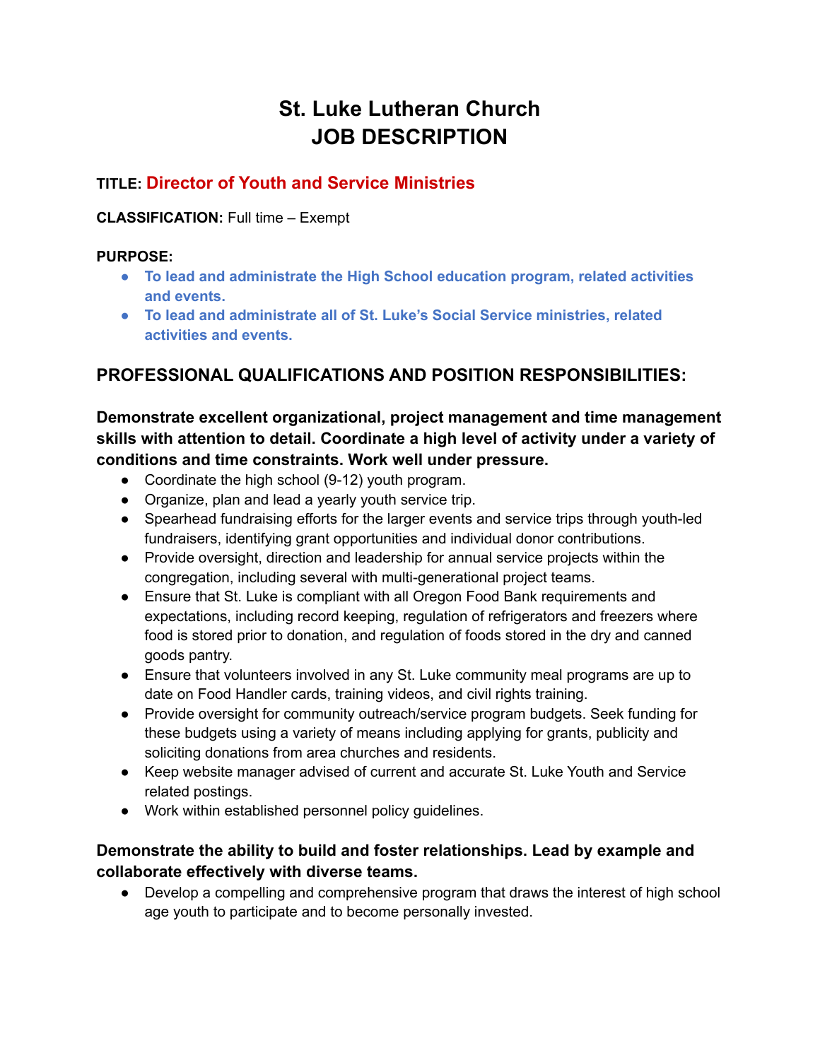# St. Luke Lutheran Church
# JOB DESCRIPTION

**TITLE: Director of Youth and Service Ministries**

**CLASSIFICATION:** Full time – Exempt

**PURPOSE:**

- **To lead and administrate the High School education program, related activities and events.**
- **To lead and administrate all of St. Luke's Social Service ministries, related activities and events.**

## PROFESSIONAL QUALIFICATIONS AND POSITION RESPONSIBILITIES:

### Demonstrate excellent organizational, project management and time management skills with attention to detail. Coordinate a high level of activity under a variety of conditions and time constraints. Work well under pressure.

- Coordinate the high school (9-12) youth program.
- Organize, plan and lead a yearly youth service trip.
- Spearhead fundraising efforts for the larger events and service trips through youth-led fundraisers, identifying grant opportunities and individual donor contributions.
- Provide oversight, direction and leadership for annual service projects within the congregation, including several with multi-generational project teams.
- Ensure that St. Luke is compliant with all Oregon Food Bank requirements and expectations, including record keeping, regulation of refrigerators and freezers where food is stored prior to donation, and regulation of foods stored in the dry and canned goods pantry.
- Ensure that volunteers involved in any St. Luke community meal programs are up to date on Food Handler cards, training videos, and civil rights training.
- Provide oversight for community outreach/service program budgets. Seek funding for these budgets using a variety of means including applying for grants, publicity and soliciting donations from area churches and residents.
- Keep website manager advised of current and accurate St. Luke Youth and Service related postings.
- Work within established personnel policy guidelines.

### Demonstrate the ability to build and foster relationships. Lead by example and collaborate effectively with diverse teams.

- Develop a compelling and comprehensive program that draws the interest of high school age youth to participate and to become personally invested.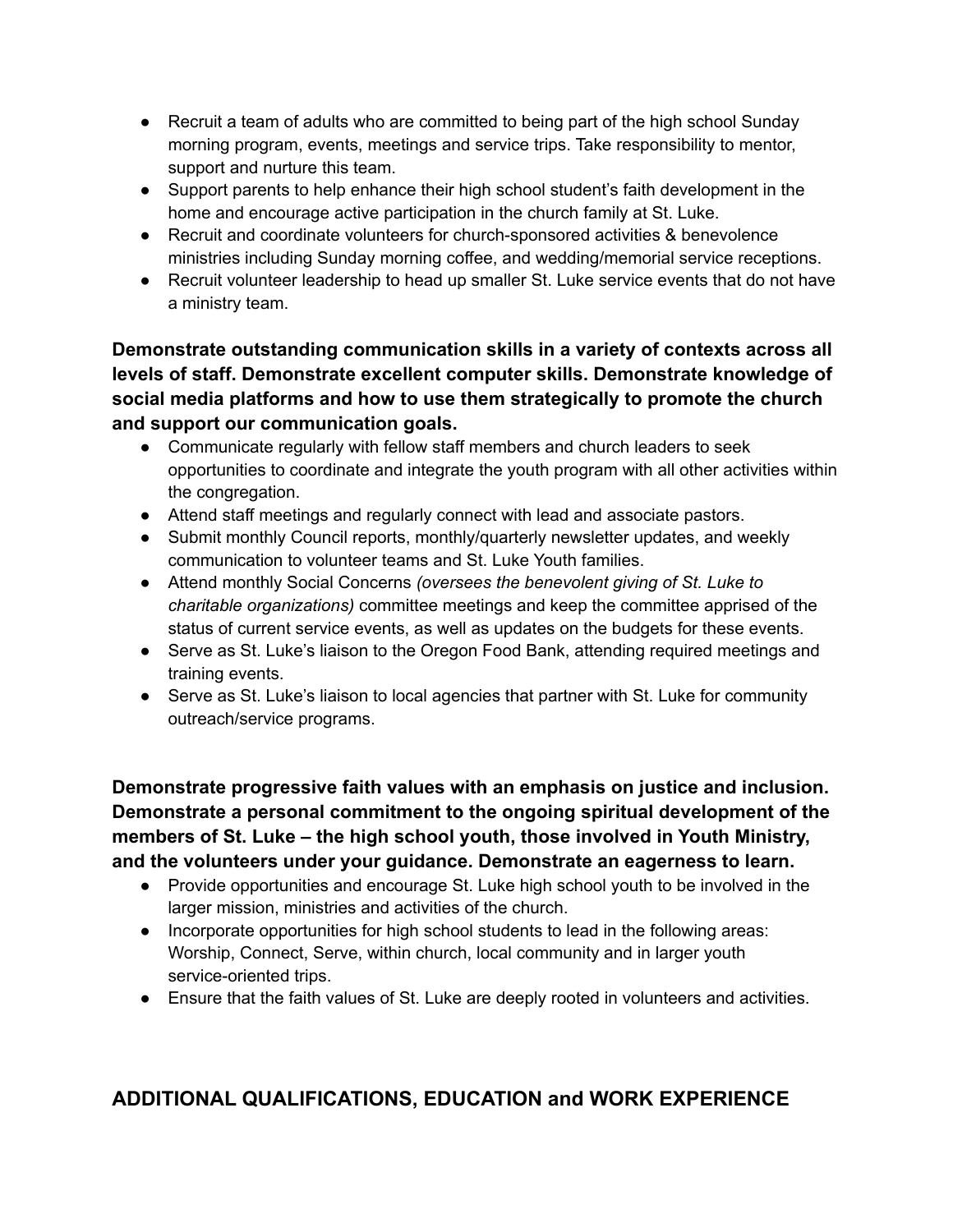- Recruit a team of adults who are committed to being part of the high school Sunday morning program, events, meetings and service trips. Take responsibility to mentor, support and nurture this team.
- Support parents to help enhance their high school student's faith development in the home and encourage active participation in the church family at St. Luke.
- Recruit and coordinate volunteers for church-sponsored activities & benevolence ministries including Sunday morning coffee, and wedding/memorial service receptions.
- Recruit volunteer leadership to head up smaller St. Luke service events that do not have a ministry team.

**Demonstrate outstanding communication skills in a variety of contexts across all levels of staff. Demonstrate excellent computer skills. Demonstrate knowledge of social media platforms and how to use them strategically to promote the church and support our communication goals.**

- Communicate regularly with fellow staff members and church leaders to seek opportunities to coordinate and integrate the youth program with all other activities within the congregation.
- Attend staff meetings and regularly connect with lead and associate pastors.
- Submit monthly Council reports, monthly/quarterly newsletter updates, and weekly communication to volunteer teams and St. Luke Youth families.
- Attend monthly Social Concerns *(oversees the benevolent giving of St. Luke to charitable organizations)* committee meetings and keep the committee apprised of the status of current service events, as well as updates on the budgets for these events.
- Serve as St. Luke's liaison to the Oregon Food Bank, attending required meetings and training events.
- Serve as St. Luke's liaison to local agencies that partner with St. Luke for community outreach/service programs.

**Demonstrate progressive faith values with an emphasis on justice and inclusion. Demonstrate a personal commitment to the ongoing spiritual development of the members of St. Luke – the high school youth, those involved in Youth Ministry, and the volunteers under your guidance. Demonstrate an eagerness to learn.**

- Provide opportunities and encourage St. Luke high school youth to be involved in the larger mission, ministries and activities of the church.
- Incorporate opportunities for high school students to lead in the following areas: Worship, Connect, Serve, within church, local community and in larger youth service-oriented trips.
- Ensure that the faith values of St. Luke are deeply rooted in volunteers and activities.

## ADDITIONAL QUALIFICATIONS, EDUCATION and WORK EXPERIENCE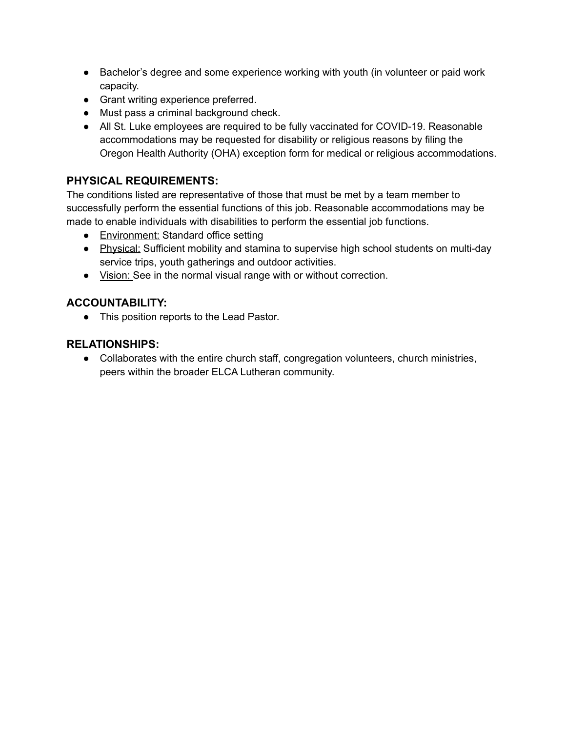- Bachelor's degree and some experience working with youth (in volunteer or paid work capacity.
- Grant writing experience preferred.
- Must pass a criminal background check.
- All St. Luke employees are required to be fully vaccinated for COVID-19. Reasonable accommodations may be requested for disability or religious reasons by filing the Oregon Health Authority (OHA) exception form for medical or religious accommodations.

## PHYSICAL REQUIREMENTS:

The conditions listed are representative of those that must be met by a team member to successfully perform the essential functions of this job. Reasonable accommodations may be made to enable individuals with disabilities to perform the essential job functions.

- Environment: Standard office setting
- Physical: Sufficient mobility and stamina to supervise high school students on multi-day service trips, youth gatherings and outdoor activities.
- Vision: See in the normal visual range with or without correction.

## ACCOUNTABILITY:

- This position reports to the Lead Pastor.

## RELATIONSHIPS:

- Collaborates with the entire church staff, congregation volunteers, church ministries, peers within the broader ELCA Lutheran community.